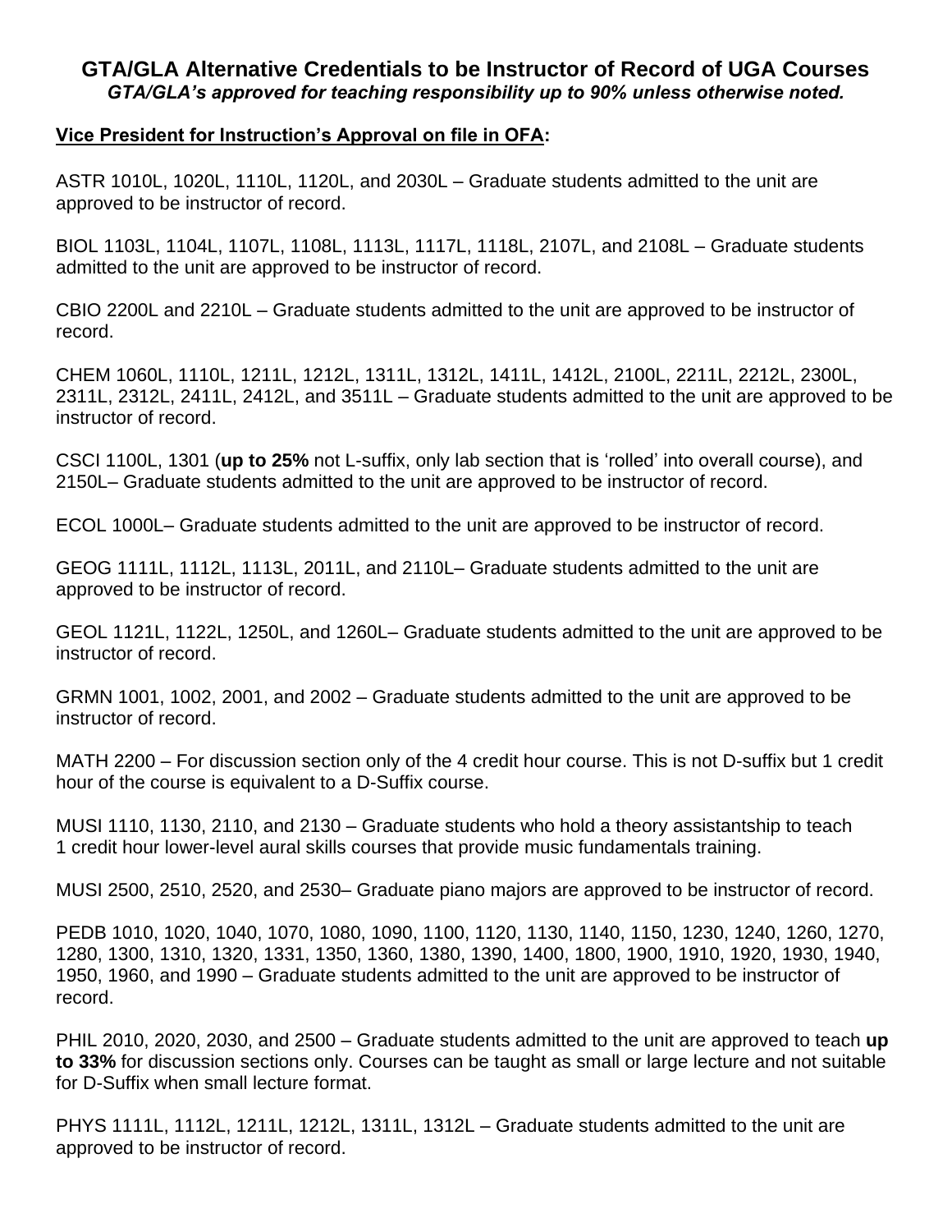# GTA/GLA Alternative Credentials to be Instructor of Record of UGA Courses

***GTA/GLA's approved for teaching responsibility up to 90% unless otherwise noted.***

**Vice President for Instruction's Approval on file in OFA:**

ASTR 1010L, 1020L, 1110L, 1120L, and 2030L – Graduate students admitted to the unit are approved to be instructor of record.

BIOL 1103L, 1104L, 1107L, 1108L, 1113L, 1117L, 1118L, 2107L, and 2108L – Graduate students admitted to the unit are approved to be instructor of record.

CBIO 2200L and 2210L – Graduate students admitted to the unit are approved to be instructor of record.

CHEM 1060L, 1110L, 1211L, 1212L, 1311L, 1312L, 1411L, 1412L, 2100L, 2211L, 2212L, 2300L, 2311L, 2312L, 2411L, 2412L, and 3511L – Graduate students admitted to the unit are approved to be instructor of record.

CSCI 1100L, 1301 (**up to 25%** not L-suffix, only lab section that is 'rolled' into overall course), and 2150L– Graduate students admitted to the unit are approved to be instructor of record.

ECOL 1000L– Graduate students admitted to the unit are approved to be instructor of record.

GEOG 1111L, 1112L, 1113L, 2011L, and 2110L– Graduate students admitted to the unit are approved to be instructor of record.

GEOL 1121L, 1122L, 1250L, and 1260L– Graduate students admitted to the unit are approved to be instructor of record.

GRMN 1001, 1002, 2001, and 2002 – Graduate students admitted to the unit are approved to be instructor of record.

MATH 2200 – For discussion section only of the 4 credit hour course. This is not D-suffix but 1 credit hour of the course is equivalent to a D-Suffix course.

MUSI 1110, 1130, 2110, and 2130 – Graduate students who hold a theory assistantship to teach 1 credit hour lower-level aural skills courses that provide music fundamentals training.

MUSI 2500, 2510, 2520, and 2530– Graduate piano majors are approved to be instructor of record.

PEDB 1010, 1020, 1040, 1070, 1080, 1090, 1100, 1120, 1130, 1140, 1150, 1230, 1240, 1260, 1270, 1280, 1300, 1310, 1320, 1331, 1350, 1360, 1380, 1390, 1400, 1800, 1900, 1910, 1920, 1930, 1940, 1950, 1960, and 1990 – Graduate students admitted to the unit are approved to be instructor of record.

PHIL 2010, 2020, 2030, and 2500 – Graduate students admitted to the unit are approved to teach **up to 33%** for discussion sections only. Courses can be taught as small or large lecture and not suitable for D-Suffix when small lecture format.

PHYS 1111L, 1112L, 1211L, 1212L, 1311L, 1312L – Graduate students admitted to the unit are approved to be instructor of record.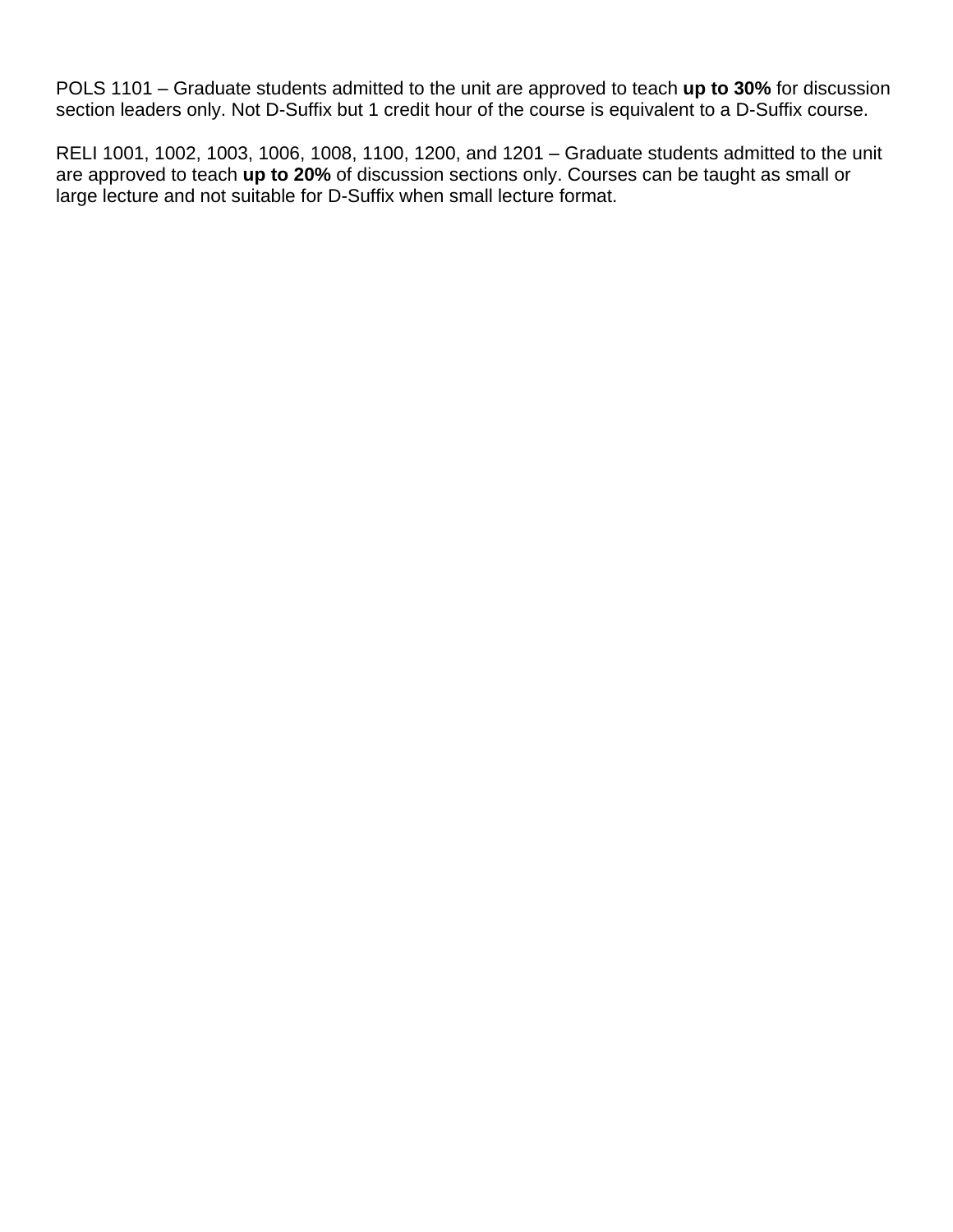POLS 1101 – Graduate students admitted to the unit are approved to teach **up to 30%** for discussion section leaders only. Not D-Suffix but 1 credit hour of the course is equivalent to a D-Suffix course.

RELI 1001, 1002, 1003, 1006, 1008, 1100, 1200, and 1201 – Graduate students admitted to the unit are approved to teach **up to 20%** of discussion sections only. Courses can be taught as small or large lecture and not suitable for D-Suffix when small lecture format.